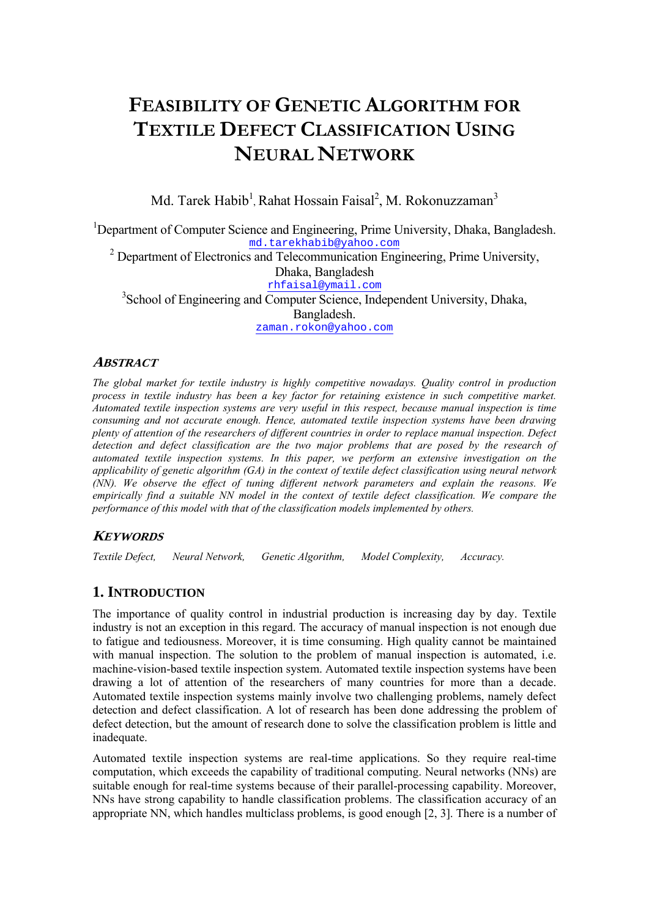# FEASIBILITY OF GENETIC ALGORITHM FOR TEXTILE DEFECT CLASSIFICATION USING NEURAL NETWORK

Md. Tarek Habib[1], Rahat Hossain Faisal[2], M. Rokonuzzaman[3]

[1]Department of Computer Science and Engineering, Prime University, Dhaka, Bangladesh.
md.tarekhabib@yahoo.com

[2] Department of Electronics and Telecommunication Engineering, Prime University, Dhaka, Bangladesh
rhfaisal@ymail.com

[3]School of Engineering and Computer Science, Independent University, Dhaka, Bangladesh.
zaman.rokon@yahoo.com

## ABSTRACT

*The global market for textile industry is highly competitive nowadays. Quality control in production process in textile industry has been a key factor for retaining existence in such competitive market. Automated textile inspection systems are very useful in this respect, because manual inspection is time consuming and not accurate enough. Hence, automated textile inspection systems have been drawing plenty of attention of the researchers of different countries in order to replace manual inspection. Defect detection and defect classification are the two major problems that are posed by the research of automated textile inspection systems. In this paper, we perform an extensive investigation on the applicability of genetic algorithm (GA) in the context of textile defect classification using neural network (NN). We observe the effect of tuning different network parameters and explain the reasons. We empirically find a suitable NN model in the context of textile defect classification. We compare the performance of this model with that of the classification models implemented by others.*

## KEYWORDS

*Textile Defect, Neural Network, Genetic Algorithm, Model Complexity, Accuracy.*

## 1. INTRODUCTION

The importance of quality control in industrial production is increasing day by day. Textile industry is not an exception in this regard. The accuracy of manual inspection is not enough due to fatigue and tediousness. Moreover, it is time consuming. High quality cannot be maintained with manual inspection. The solution to the problem of manual inspection is automated, i.e. machine-vision-based textile inspection system. Automated textile inspection systems have been drawing a lot of attention of the researchers of many countries for more than a decade. Automated textile inspection systems mainly involve two challenging problems, namely defect detection and defect classification. A lot of research has been done addressing the problem of defect detection, but the amount of research done to solve the classification problem is little and inadequate.

Automated textile inspection systems are real-time applications. So they require real-time computation, which exceeds the capability of traditional computing. Neural networks (NNs) are suitable enough for real-time systems because of their parallel-processing capability. Moreover, NNs have strong capability to handle classification problems. The classification accuracy of an appropriate NN, which handles multiclass problems, is good enough [2, 3]. There is a number of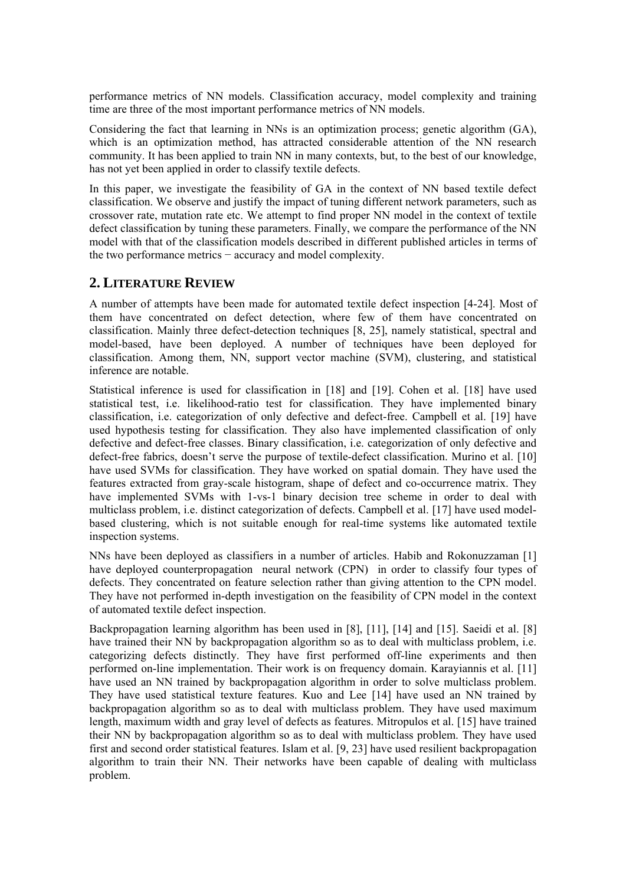performance metrics of NN models. Classification accuracy, model complexity and training time are three of the most important performance metrics of NN models.

Considering the fact that learning in NNs is an optimization process; genetic algorithm (GA), which is an optimization method, has attracted considerable attention of the NN research community. It has been applied to train NN in many contexts, but, to the best of our knowledge, has not yet been applied in order to classify textile defects.

In this paper, we investigate the feasibility of GA in the context of NN based textile defect classification. We observe and justify the impact of tuning different network parameters, such as crossover rate, mutation rate etc. We attempt to find proper NN model in the context of textile defect classification by tuning these parameters. Finally, we compare the performance of the NN model with that of the classification models described in different published articles in terms of the two performance metrics − accuracy and model complexity.

## 2. Literature Review

A number of attempts have been made for automated textile defect inspection [4-24]. Most of them have concentrated on defect detection, where few of them have concentrated on classification. Mainly three defect-detection techniques [8, 25], namely statistical, spectral and model-based, have been deployed. A number of techniques have been deployed for classification. Among them, NN, support vector machine (SVM), clustering, and statistical inference are notable.

Statistical inference is used for classification in [18] and [19]. Cohen et al. [18] have used statistical test, i.e. likelihood-ratio test for classification. They have implemented binary classification, i.e. categorization of only defective and defect-free. Campbell et al. [19] have used hypothesis testing for classification. They also have implemented classification of only defective and defect-free classes. Binary classification, i.e. categorization of only defective and defect-free fabrics, doesn't serve the purpose of textile-defect classification. Murino et al. [10] have used SVMs for classification. They have worked on spatial domain. They have used the features extracted from gray-scale histogram, shape of defect and co-occurrence matrix. They have implemented SVMs with 1-vs-1 binary decision tree scheme in order to deal with multiclass problem, i.e. distinct categorization of defects. Campbell et al. [17] have used model-based clustering, which is not suitable enough for real-time systems like automated textile inspection systems.

NNs have been deployed as classifiers in a number of articles. Habib and Rokonuzzaman [1] have deployed counterpropagation neural network (CPN) in order to classify four types of defects. They concentrated on feature selection rather than giving attention to the CPN model. They have not performed in-depth investigation on the feasibility of CPN model in the context of automated textile defect inspection.

Backpropagation learning algorithm has been used in [8], [11], [14] and [15]. Saeidi et al. [8] have trained their NN by backpropagation algorithm so as to deal with multiclass problem, i.e. categorizing defects distinctly. They have first performed off-line experiments and then performed on-line implementation. Their work is on frequency domain. Karayiannis et al. [11] have used an NN trained by backpropagation algorithm in order to solve multiclass problem. They have used statistical texture features. Kuo and Lee [14] have used an NN trained by backpropagation algorithm so as to deal with multiclass problem. They have used maximum length, maximum width and gray level of defects as features. Mitropulos et al. [15] have trained their NN by backpropagation algorithm so as to deal with multiclass problem. They have used first and second order statistical features. Islam et al. [9, 23] have used resilient backpropagation algorithm to train their NN. Their networks have been capable of dealing with multiclass problem.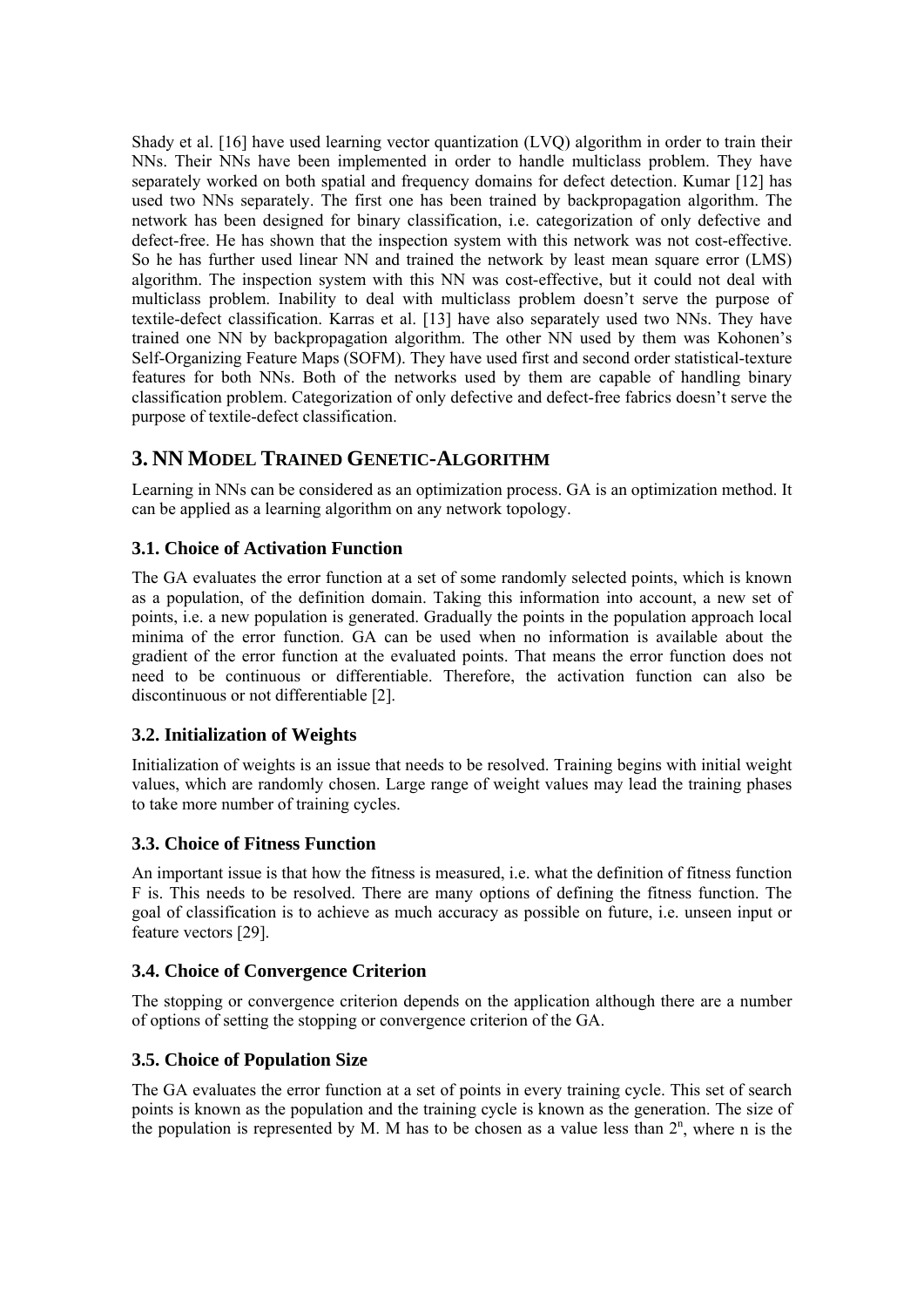Shady et al. [16] have used learning vector quantization (LVQ) algorithm in order to train their NNs. Their NNs have been implemented in order to handle multiclass problem. They have separately worked on both spatial and frequency domains for defect detection. Kumar [12] has used two NNs separately. The first one has been trained by backpropagation algorithm. The network has been designed for binary classification, i.e. categorization of only defective and defect-free. He has shown that the inspection system with this network was not cost-effective. So he has further used linear NN and trained the network by least mean square error (LMS) algorithm. The inspection system with this NN was cost-effective, but it could not deal with multiclass problem. Inability to deal with multiclass problem doesn't serve the purpose of textile-defect classification. Karras et al. [13] have also separately used two NNs. They have trained one NN by backpropagation algorithm. The other NN used by them was Kohonen's Self-Organizing Feature Maps (SOFM). They have used first and second order statistical-texture features for both NNs. Both of the networks used by them are capable of handling binary classification problem. Categorization of only defective and defect-free fabrics doesn't serve the purpose of textile-defect classification.

## 3. NN Model Trained Genetic-Algorithm

Learning in NNs can be considered as an optimization process. GA is an optimization method. It can be applied as a learning algorithm on any network topology.

### 3.1. Choice of Activation Function

The GA evaluates the error function at a set of some randomly selected points, which is known as a population, of the definition domain. Taking this information into account, a new set of points, i.e. a new population is generated. Gradually the points in the population approach local minima of the error function. GA can be used when no information is available about the gradient of the error function at the evaluated points. That means the error function does not need to be continuous or differentiable. Therefore, the activation function can also be discontinuous or not differentiable [2].

### 3.2. Initialization of Weights

Initialization of weights is an issue that needs to be resolved. Training begins with initial weight values, which are randomly chosen. Large range of weight values may lead the training phases to take more number of training cycles.

### 3.3. Choice of Fitness Function

An important issue is that how the fitness is measured, i.e. what the definition of fitness function F is. This needs to be resolved. There are many options of defining the fitness function. The goal of classification is to achieve as much accuracy as possible on future, i.e. unseen input or feature vectors [29].

### 3.4. Choice of Convergence Criterion

The stopping or convergence criterion depends on the application although there are a number of options of setting the stopping or convergence criterion of the GA.

### 3.5. Choice of Population Size

The GA evaluates the error function at a set of points in every training cycle. This set of search points is known as the population and the training cycle is known as the generation. The size of the population is represented by M. M has to be chosen as a value less than $2^n$, where n is the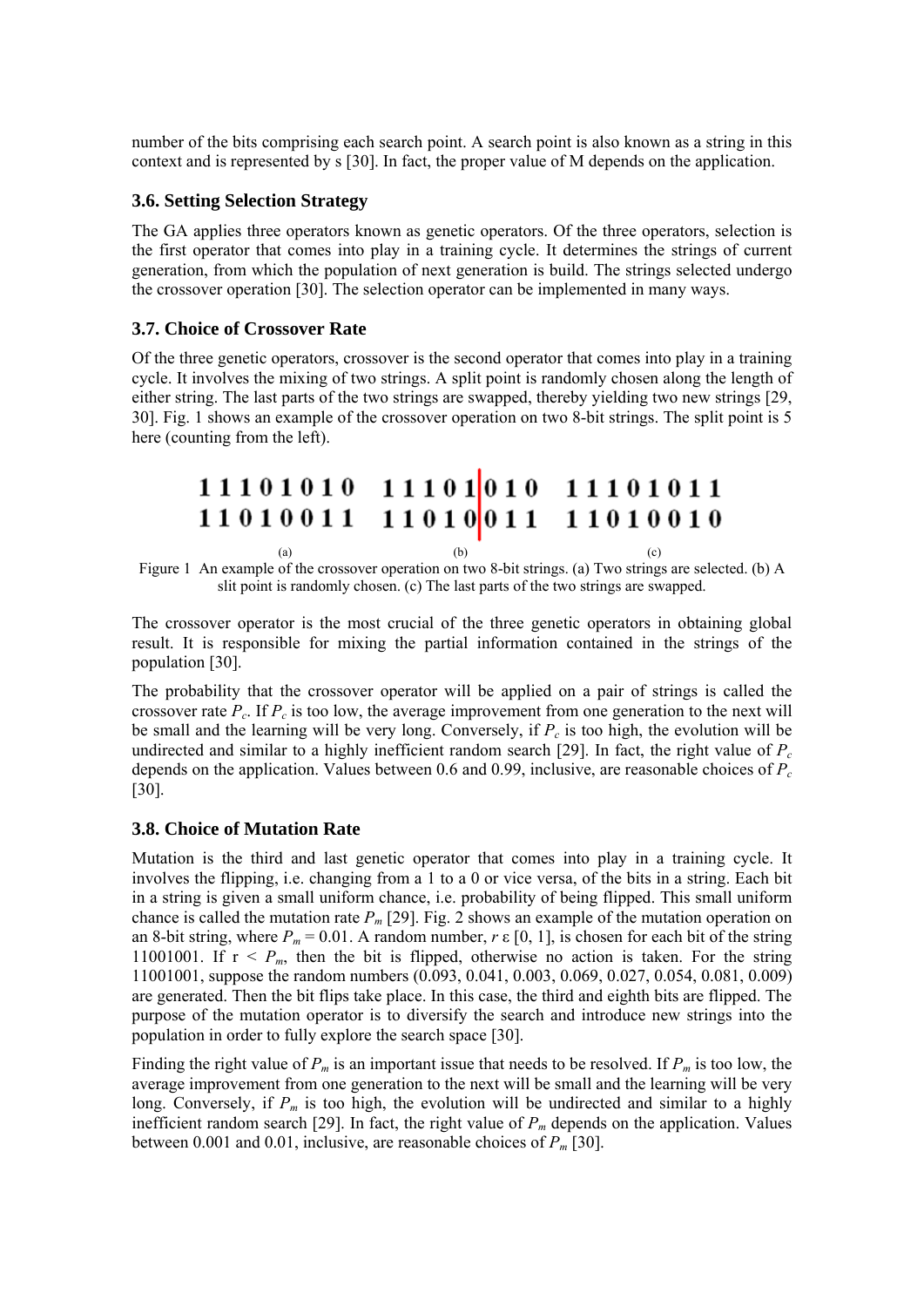number of the bits comprising each search point. A search point is also known as a string in this context and is represented by s [30]. In fact, the proper value of M depends on the application.

### 3.6. Setting Selection Strategy

The GA applies three operators known as genetic operators. Of the three operators, selection is the first operator that comes into play in a training cycle. It determines the strings of current generation, from which the population of next generation is build. The strings selected undergo the crossover operation [30]. The selection operator can be implemented in many ways.

### 3.7. Choice of Crossover Rate

Of the three genetic operators, crossover is the second operator that comes into play in a training cycle. It involves the mixing of two strings. A split point is randomly chosen along the length of either string. The last parts of the two strings are swapped, thereby yielding two new strings [29, 30]. Fig. 1 shows an example of the crossover operation on two 8-bit strings. The split point is 5 here (counting from the left).

```
1 1 1 0 1 0 1 0    1 1 1 0 1 | 0 1 0    1 1 1 0 1 0 1 1
1 1 0 1 0 0 1 1    1 1 0 1 0 | 0 1 1    1 1 0 1 0 0 1 0
      (a)                 (b)                 (c)
```

Figure 1 An example of the crossover operation on two 8-bit strings. (a) Two strings are selected. (b) A slit point is randomly chosen. (c) The last parts of the two strings are swapped.

The crossover operator is the most crucial of the three genetic operators in obtaining global result. It is responsible for mixing the partial information contained in the strings of the population [30].

The probability that the crossover operator will be applied on a pair of strings is called the crossover rate $P_c$. If $P_c$ is too low, the average improvement from one generation to the next will be small and the learning will be very long. Conversely, if $P_c$ is too high, the evolution will be undirected and similar to a highly inefficient random search [29]. In fact, the right value of $P_c$ depends on the application. Values between 0.6 and 0.99, inclusive, are reasonable choices of $P_c$ [30].

### 3.8. Choice of Mutation Rate

Mutation is the third and last genetic operator that comes into play in a training cycle. It involves the flipping, i.e. changing from a 1 to a 0 or vice versa, of the bits in a string. Each bit in a string is given a small uniform chance, i.e. probability of being flipped. This small uniform chance is called the mutation rate $P_m$ [29]. Fig. 2 shows an example of the mutation operation on an 8-bit string, where $P_m = 0.01$. A random number, $r \in [0, 1]$, is chosen for each bit of the string 11001001. If $r < P_m$, then the bit is flipped, otherwise no action is taken. For the string 11001001, suppose the random numbers (0.093, 0.041, 0.003, 0.069, 0.027, 0.054, 0.081, 0.009) are generated. Then the bit flips take place. In this case, the third and eighth bits are flipped. The purpose of the mutation operator is to diversify the search and introduce new strings into the population in order to fully explore the search space [30].

Finding the right value of $P_m$ is an important issue that needs to be resolved. If $P_m$ is too low, the average improvement from one generation to the next will be small and the learning will be very long. Conversely, if $P_m$ is too high, the evolution will be undirected and similar to a highly inefficient random search [29]. In fact, the right value of $P_m$ depends on the application. Values between 0.001 and 0.01, inclusive, are reasonable choices of $P_m$ [30].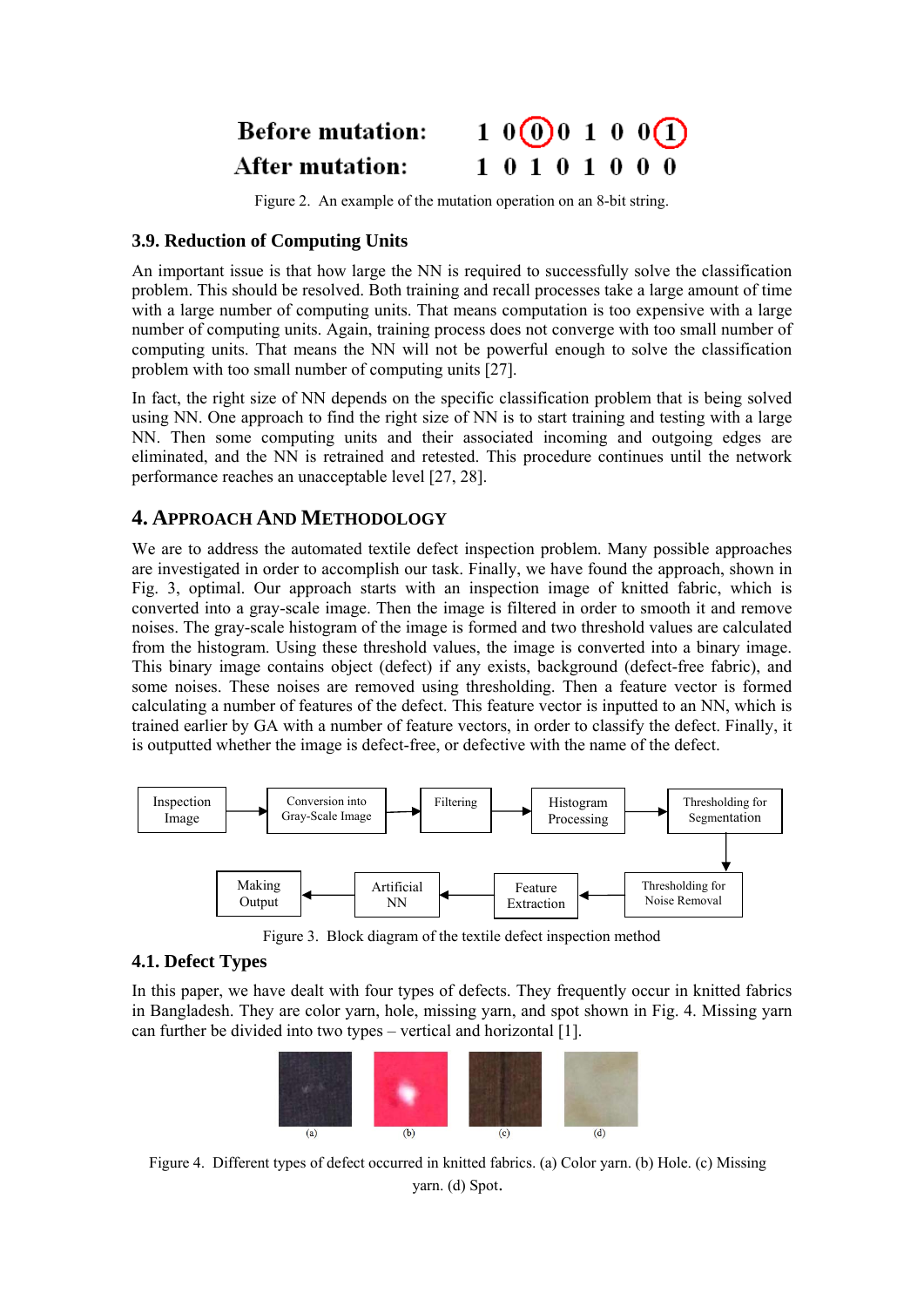Before mutation: 1 0 0 0 1 0 0 1
After mutation: 1 0 1 0 1 0 0 0

Figure 2. An example of the mutation operation on an 8-bit string.

### 3.9. Reduction of Computing Units

An important issue is that how large the NN is required to successfully solve the classification problem. This should be resolved. Both training and recall processes take a large amount of time with a large number of computing units. That means computation is too expensive with a large number of computing units. Again, training process does not converge with too small number of computing units. That means the NN will not be powerful enough to solve the classification problem with too small number of computing units [27].

In fact, the right size of NN depends on the specific classification problem that is being solved using NN. One approach to find the right size of NN is to start training and testing with a large NN. Then some computing units and their associated incoming and outgoing edges are eliminated, and the NN is retrained and retested. This procedure continues until the network performance reaches an unacceptable level [27, 28].

## 4. Approach And Methodology

We are to address the automated textile defect inspection problem. Many possible approaches are investigated in order to accomplish our task. Finally, we have found the approach, shown in Fig. 3, optimal. Our approach starts with an inspection image of knitted fabric, which is converted into a gray-scale image. Then the image is filtered in order to smooth it and remove noises. The gray-scale histogram of the image is formed and two threshold values are calculated from the histogram. Using these threshold values, the image is converted into a binary image. This binary image contains object (defect) if any exists, background (defect-free fabric), and some noises. These noises are removed using thresholding. Then a feature vector is formed calculating a number of features of the defect. This feature vector is inputted to an NN, which is trained earlier by GA with a number of feature vectors, in order to classify the defect. Finally, it is outputted whether the image is defect-free, or defective with the name of the defect.

Inspection Image → Conversion into Gray-Scale Image → Filtering → Histogram Processing → Thresholding for Segmentation → Thresholding for Noise Removal → Feature Extraction → Artificial NN → Making Output

Figure 3. Block diagram of the textile defect inspection method

### 4.1. Defect Types

In this paper, we have dealt with four types of defects. They frequently occur in knitted fabrics in Bangladesh. They are color yarn, hole, missing yarn, and spot shown in Fig. 4. Missing yarn can further be divided into two types – vertical and horizontal [1].

(a) (b) (c) (d)

Figure 4. Different types of defect occurred in knitted fabrics. (a) Color yarn. (b) Hole. (c) Missing yarn. (d) Spot.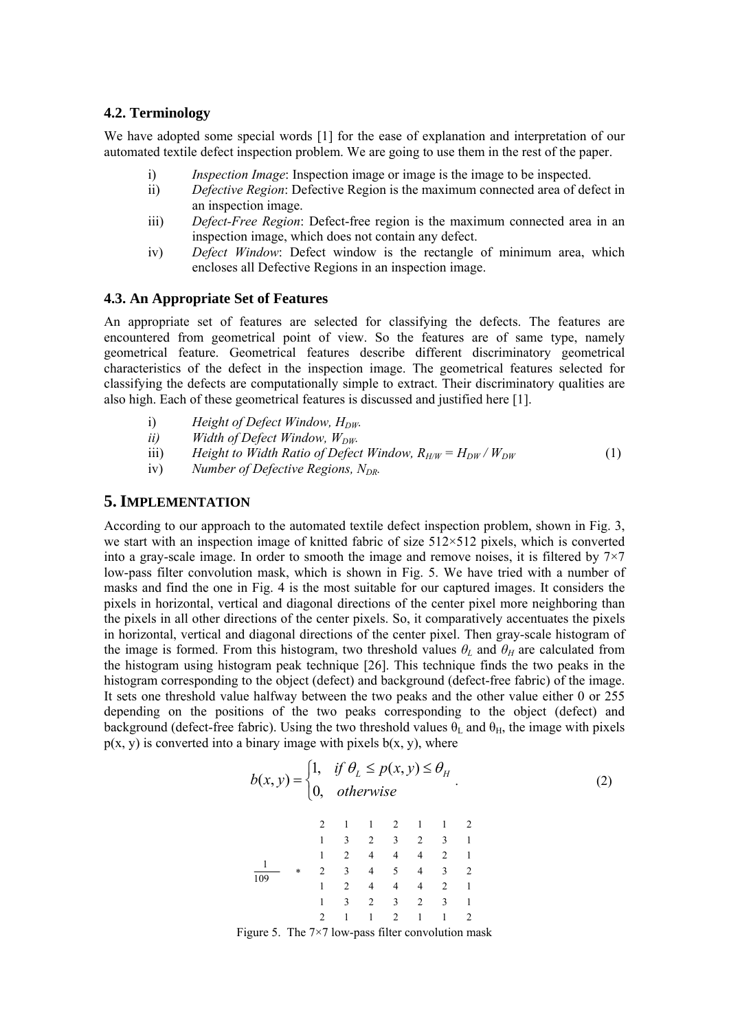### 4.2. Terminology

We have adopted some special words [1] for the ease of explanation and interpretation of our automated textile defect inspection problem. We are going to use them in the rest of the paper.

i) *Inspection Image*: Inspection image or image is the image to be inspected.
ii) *Defective Region*: Defective Region is the maximum connected area of defect in an inspection image.
iii) *Defect-Free Region*: Defect-free region is the maximum connected area in an inspection image, which does not contain any defect.
iv) *Defect Window*: Defect window is the rectangle of minimum area, which encloses all Defective Regions in an inspection image.

### 4.3. An Appropriate Set of Features

An appropriate set of features are selected for classifying the defects. The features are encountered from geometrical point of view. So the features are of same type, namely geometrical feature. Geometrical features describe different discriminatory geometrical characteristics of the defect in the inspection image. The geometrical features selected for classifying the defects are computationally simple to extract. Their discriminatory qualities are also high. Each of these geometrical features is discussed and justified here [1].

i) *Height of Defect Window, $H_{DW}$.*
ii) *Width of Defect Window, $W_{DW}$.*
iii) *Height to Width Ratio of Defect Window, $R_{H/W} = H_{DW} / W_{DW}$* (1)
iv) *Number of Defective Regions, $N_{DR}$.*

## 5. IMPLEMENTATION

According to our approach to the automated textile defect inspection problem, shown in Fig. 3, we start with an inspection image of knitted fabric of size 512×512 pixels, which is converted into a gray-scale image. In order to smooth the image and remove noises, it is filtered by 7×7 low-pass filter convolution mask, which is shown in Fig. 5. We have tried with a number of masks and find the one in Fig. 4 is the most suitable for our captured images. It considers the pixels in horizontal, vertical and diagonal directions of the center pixel more neighboring than the pixels in all other directions of the center pixels. So, it comparatively accentuates the pixels in horizontal, vertical and diagonal directions of the center pixel. Then gray-scale histogram of the image is formed. From this histogram, two threshold values $\theta_L$ and $\theta_H$ are calculated from the histogram using histogram peak technique [26]. This technique finds the two peaks in the histogram corresponding to the object (defect) and background (defect-free fabric) of the image. It sets one threshold value halfway between the two peaks and the other value either 0 or 255 depending on the positions of the two peaks corresponding to the object (defect) and background (defect-free fabric). Using the two threshold values $\theta_L$ and $\theta_H$, the image with pixels $p(x, y)$ is converted into a binary image with pixels $b(x, y)$, where

$$b(x,y) = \begin{cases} 1, & \text{if } \theta_L \le p(x,y) \le \theta_H \\ 0, & \text{otherwise} \end{cases} . \quad (2)$$

$$\frac{1}{109} * \begin{matrix} 2 & 1 & 1 & 2 & 1 & 1 & 2 \\ 1 & 3 & 2 & 3 & 2 & 3 & 1 \\ 1 & 2 & 4 & 4 & 4 & 2 & 1 \\ 2 & 3 & 4 & 5 & 4 & 3 & 2 \\ 1 & 2 & 4 & 4 & 4 & 2 & 1 \\ 1 & 3 & 2 & 3 & 2 & 3 & 1 \\ 2 & 1 & 1 & 2 & 1 & 1 & 2 \end{matrix}$$

Figure 5. The 7×7 low-pass filter convolution mask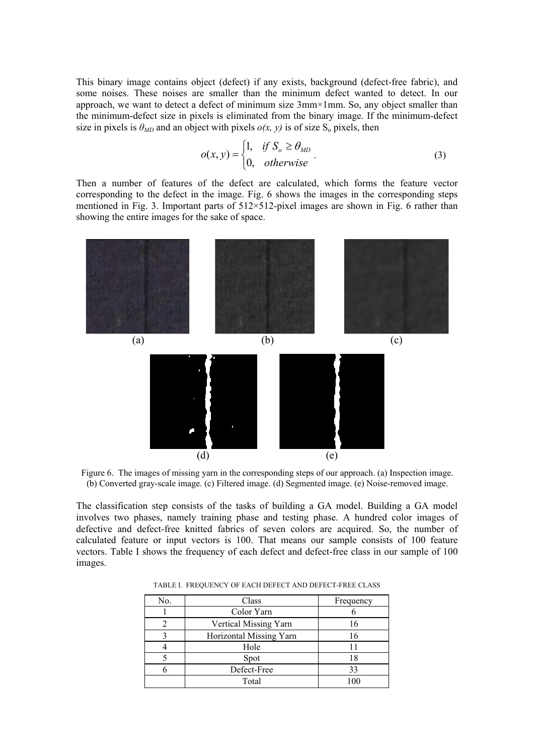This binary image contains object (defect) if any exists, background (defect-free fabric), and some noises. These noises are smaller than the minimum defect wanted to detect. In our approach, we want to detect a defect of minimum size 3mm×1mm. So, any object smaller than the minimum-defect size in pixels is eliminated from the binary image. If the minimum-defect size in pixels is $\theta_{MD}$ and an object with pixels $o(x, y)$ is of size $S_o$ pixels, then

$$o(x,y) = \begin{cases} 1, & if\ S_o \geq \theta_{MD} \\ 0, & otherwise \end{cases}. \tag{3}$$

Then a number of features of the defect are calculated, which forms the feature vector corresponding to the defect in the image. Fig. 6 shows the images in the corresponding steps mentioned in Fig. 3. Important parts of 512×512-pixel images are shown in Fig. 6 rather than showing the entire images for the sake of space.

(a) (b) (c)

(d) (e)

Figure 6. The images of missing yarn in the corresponding steps of our approach. (a) Inspection image. (b) Converted gray-scale image. (c) Filtered image. (d) Segmented image. (e) Noise-removed image.

The classification step consists of the tasks of building a GA model. Building a GA model involves two phases, namely training phase and testing phase. A hundred color images of defective and defect-free knitted fabrics of seven colors are acquired. So, the number of calculated feature or input vectors is 100. That means our sample consists of 100 feature vectors. Table I shows the frequency of each defect and defect-free class in our sample of 100 images.

TABLE I. FREQUENCY OF EACH DEFECT AND DEFECT-FREE CLASS

| No. | Class | Frequency |
|---|---|---|
| 1 | Color Yarn | 6 |
| 2 | Vertical Missing Yarn | 16 |
| 3 | Horizontal Missing Yarn | 16 |
| 4 | Hole | 11 |
| 5 | Spot | 18 |
| 6 | Defect-Free | 33 |
| | Total | 100 |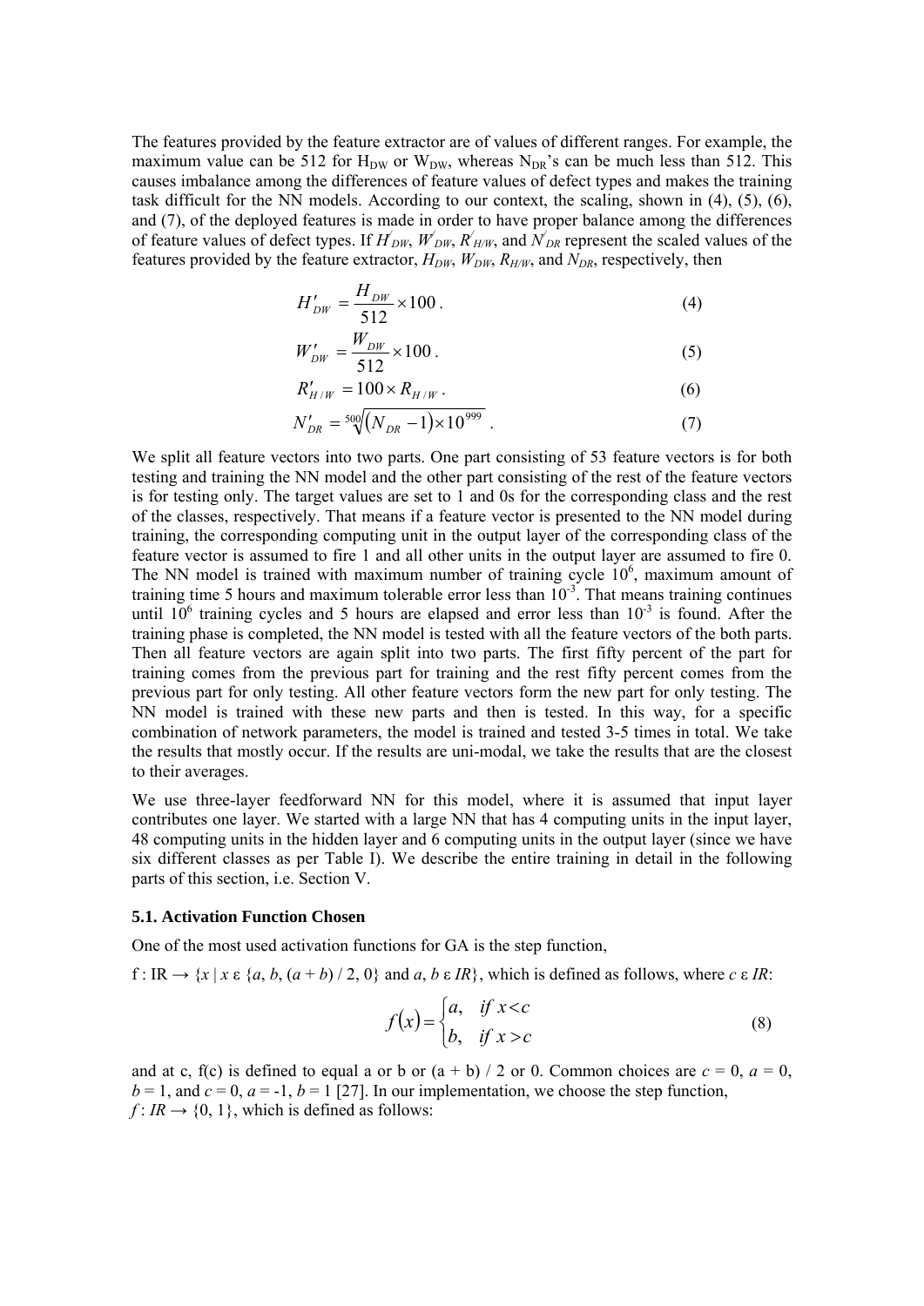The features provided by the feature extractor are of values of different ranges. For example, the maximum value can be 512 for $H_{DW}$ or $W_{DW}$, whereas $N_{DR}$'s can be much less than 512. This causes imbalance among the differences of feature values of defect types and makes the training task difficult for the NN models. According to our context, the scaling, shown in (4), (5), (6), and (7), of the deployed features is made in order to have proper balance among the differences of feature values of defect types. If $H'_{DW}$, $W'_{DW}$, $R'_{H/W}$, and $N'_{DR}$ represent the scaled values of the features provided by the feature extractor, $H_{DW}$, $W_{DW}$, $R_{H/W}$, and $N_{DR}$, respectively, then

$$H'_{DW} = \frac{H_{DW}}{512} \times 100 . \tag{4}$$

$$W'_{DW} = \frac{W_{DW}}{512} \times 100 . \tag{5}$$

$$R'_{H/W} = 100 \times R_{H/W} . \tag{6}$$

$$N'_{DR} = \sqrt[500]{(N_{DR} - 1) \times 10^{999}} . \tag{7}$$

We split all feature vectors into two parts. One part consisting of 53 feature vectors is for both testing and training the NN model and the other part consisting of the rest of the feature vectors is for testing only. The target values are set to 1 and 0s for the corresponding class and the rest of the classes, respectively. That means if a feature vector is presented to the NN model during training, the corresponding computing unit in the output layer of the corresponding class of the feature vector is assumed to fire 1 and all other units in the output layer are assumed to fire 0. The NN model is trained with maximum number of training cycle $10^6$, maximum amount of training time 5 hours and maximum tolerable error less than $10^{-3}$. That means training continues until $10^6$ training cycles and 5 hours are elapsed and error less than $10^{-3}$ is found. After the training phase is completed, the NN model is tested with all the feature vectors of the both parts. Then all feature vectors are again split into two parts. The first fifty percent of the part for training comes from the previous part for training and the rest fifty percent comes from the previous part for only testing. All other feature vectors form the new part for only testing. The NN model is trained with these new parts and then is tested. In this way, for a specific combination of network parameters, the model is trained and tested 3-5 times in total. We take the results that mostly occur. If the results are uni-modal, we take the results that are the closest to their averages.

We use three-layer feedforward NN for this model, where it is assumed that input layer contributes one layer. We started with a large NN that has 4 computing units in the input layer, 48 computing units in the hidden layer and 6 computing units in the output layer (since we have six different classes as per Table I). We describe the entire training in detail in the following parts of this section, i.e. Section V.

### 5.1. Activation Function Chosen

One of the most used activation functions for GA is the step function,

$f : IR \rightarrow \{x \mid x \in \{a, b, (a + b) / 2, 0\}$ and $a, b \in IR\}$, which is defined as follows, where $c \in IR$:

$$f(x) = \begin{cases} a, & if\ x < c \\ b, & if\ x > c \end{cases} \tag{8}$$

and at c, f(c) is defined to equal a or b or (a + b) / 2 or 0. Common choices are $c = 0$, $a = 0$, $b = 1$, and $c = 0$, $a = -1$, $b = 1$ [27]. In our implementation, we choose the step function, $f : IR \rightarrow \{0, 1\}$, which is defined as follows: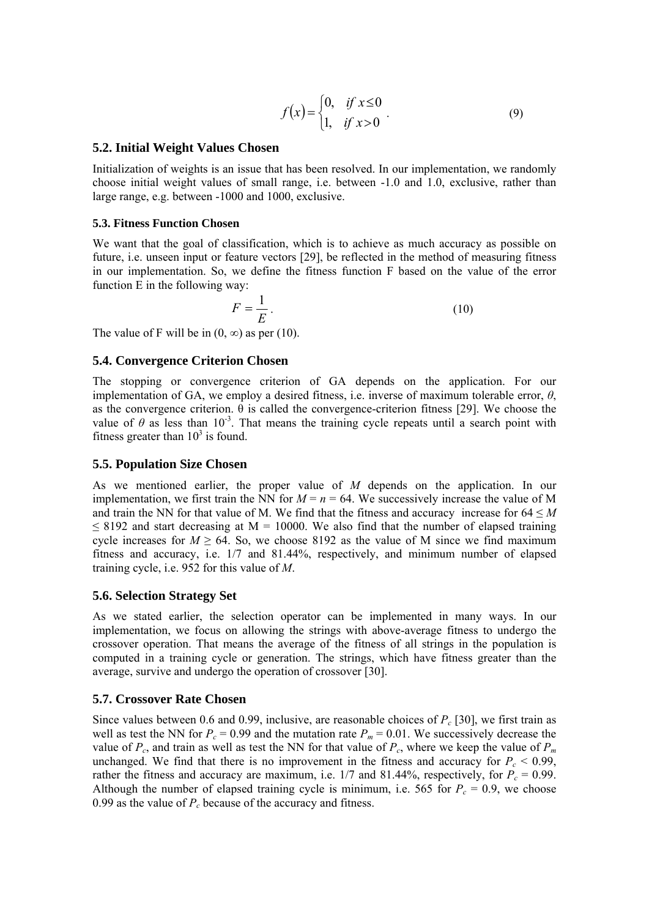$$f(x) = \begin{cases} 0, & \text{if } x \leq 0 \\ 1, & \text{if } x > 0 \end{cases} . \quad (9)$$

## 5.2. Initial Weight Values Chosen

Initialization of weights is an issue that has been resolved. In our implementation, we randomly choose initial weight values of small range, i.e. between -1.0 and 1.0, exclusive, rather than large range, e.g. between -1000 and 1000, exclusive.

### 5.3. Fitness Function Chosen

We want that the goal of classification, which is to achieve as much accuracy as possible on future, i.e. unseen input or feature vectors [29], be reflected in the method of measuring fitness in our implementation. So, we define the fitness function F based on the value of the error function E in the following way:

$$F = \frac{1}{E} . \quad (10)$$

The value of F will be in $(0, \infty)$ as per (10).

## 5.4. Convergence Criterion Chosen

The stopping or convergence criterion of GA depends on the application. For our implementation of GA, we employ a desired fitness, i.e. inverse of maximum tolerable error, $\theta$, as the convergence criterion. $\theta$ is called the convergence-criterion fitness [29]. We choose the value of $\theta$ as less than $10^{-3}$. That means the training cycle repeats until a search point with fitness greater than $10^3$ is found.

## 5.5. Population Size Chosen

As we mentioned earlier, the proper value of $M$ depends on the application. In our implementation, we first train the NN for $M = n = 64$. We successively increase the value of M and train the NN for that value of M. We find that the fitness and accuracy increase for $64 \leq M \leq 8192$ and start decreasing at M = 10000. We also find that the number of elapsed training cycle increases for $M \geq 64$. So, we choose 8192 as the value of M since we find maximum fitness and accuracy, i.e. 1/7 and 81.44%, respectively, and minimum number of elapsed training cycle, i.e. 952 for this value of $M$.

## 5.6. Selection Strategy Set

As we stated earlier, the selection operator can be implemented in many ways. In our implementation, we focus on allowing the strings with above-average fitness to undergo the crossover operation. That means the average of the fitness of all strings in the population is computed in a training cycle or generation. The strings, which have fitness greater than the average, survive and undergo the operation of crossover [30].

## 5.7. Crossover Rate Chosen

Since values between 0.6 and 0.99, inclusive, are reasonable choices of $P_c$ [30], we first train as well as test the NN for $P_c = 0.99$ and the mutation rate $P_m = 0.01$. We successively decrease the value of $P_c$, and train as well as test the NN for that value of $P_c$, where we keep the value of $P_m$ unchanged. We find that there is no improvement in the fitness and accuracy for $P_c < 0.99$, rather the fitness and accuracy are maximum, i.e. 1/7 and 81.44%, respectively, for $P_c = 0.99$. Although the number of elapsed training cycle is minimum, i.e. 565 for $P_c = 0.9$, we choose 0.99 as the value of $P_c$ because of the accuracy and fitness.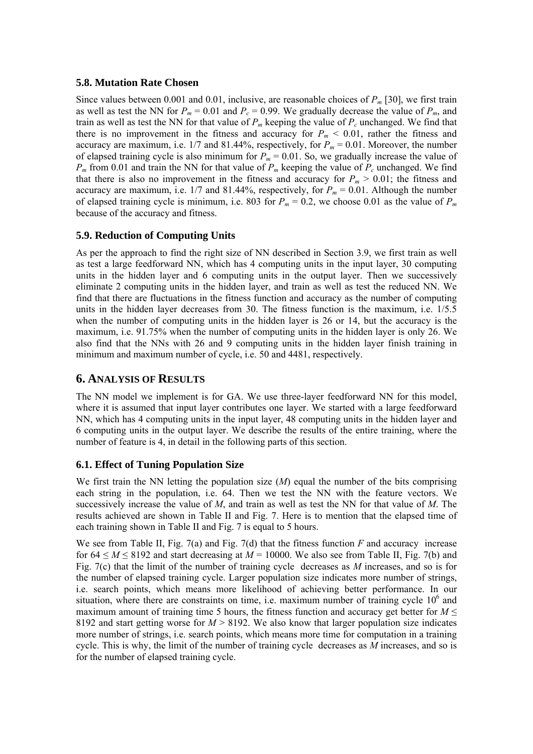### 5.8. Mutation Rate Chosen

Since values between 0.001 and 0.01, inclusive, are reasonable choices of $P_m$ [30], we first train as well as test the NN for $P_m = 0.01$ and $P_c = 0.99$. We gradually decrease the value of $P_m$, and train as well as test the NN for that value of $P_m$ keeping the value of $P_c$ unchanged. We find that there is no improvement in the fitness and accuracy for $P_m < 0.01$, rather the fitness and accuracy are maximum, i.e. 1/7 and 81.44%, respectively, for $P_m = 0.01$. Moreover, the number of elapsed training cycle is also minimum for $P_m = 0.01$. So, we gradually increase the value of $P_m$ from 0.01 and train the NN for that value of $P_m$ keeping the value of $P_c$ unchanged. We find that there is also no improvement in the fitness and accuracy for $P_m > 0.01$; the fitness and accuracy are maximum, i.e. 1/7 and 81.44%, respectively, for $P_m = 0.01$. Although the number of elapsed training cycle is minimum, i.e. 803 for $P_m = 0.2$, we choose 0.01 as the value of $P_m$ because of the accuracy and fitness.

### 5.9. Reduction of Computing Units

As per the approach to find the right size of NN described in Section 3.9, we first train as well as test a large feedforward NN, which has 4 computing units in the input layer, 30 computing units in the hidden layer and 6 computing units in the output layer. Then we successively eliminate 2 computing units in the hidden layer, and train as well as test the reduced NN. We find that there are fluctuations in the fitness function and accuracy as the number of computing units in the hidden layer decreases from 30. The fitness function is the maximum, i.e. 1/5.5 when the number of computing units in the hidden layer is 26 or 14, but the accuracy is the maximum, i.e. 91.75% when the number of computing units in the hidden layer is only 26. We also find that the NNs with 26 and 9 computing units in the hidden layer finish training in minimum and maximum number of cycle, i.e. 50 and 4481, respectively.

## 6. Analysis of Results

The NN model we implement is for GA. We use three-layer feedforward NN for this model, where it is assumed that input layer contributes one layer. We started with a large feedforward NN, which has 4 computing units in the input layer, 48 computing units in the hidden layer and 6 computing units in the output layer. We describe the results of the entire training, where the number of feature is 4, in detail in the following parts of this section.

### 6.1. Effect of Tuning Population Size

We first train the NN letting the population size ($M$) equal the number of the bits comprising each string in the population, i.e. 64. Then we test the NN with the feature vectors. We successively increase the value of $M$, and train as well as test the NN for that value of $M$. The results achieved are shown in Table II and Fig. 7. Here is to mention that the elapsed time of each training shown in Table II and Fig. 7 is equal to 5 hours.

We see from Table II, Fig. 7(a) and Fig. 7(d) that the fitness function $F$ and accuracy increase for $64 \leq M \leq 8192$ and start decreasing at $M = 10000$. We also see from Table II, Fig. 7(b) and Fig. 7(c) that the limit of the number of training cycle decreases as $M$ increases, and so is for the number of elapsed training cycle. Larger population size indicates more number of strings, i.e. search points, which means more likelihood of achieving better performance. In our situation, where there are constraints on time, i.e. maximum number of training cycle $10^6$ and maximum amount of training time 5 hours, the fitness function and accuracy get better for $M \leq 8192$ and start getting worse for $M > 8192$. We also know that larger population size indicates more number of strings, i.e. search points, which means more time for computation in a training cycle. This is why, the limit of the number of training cycle decreases as $M$ increases, and so is for the number of elapsed training cycle.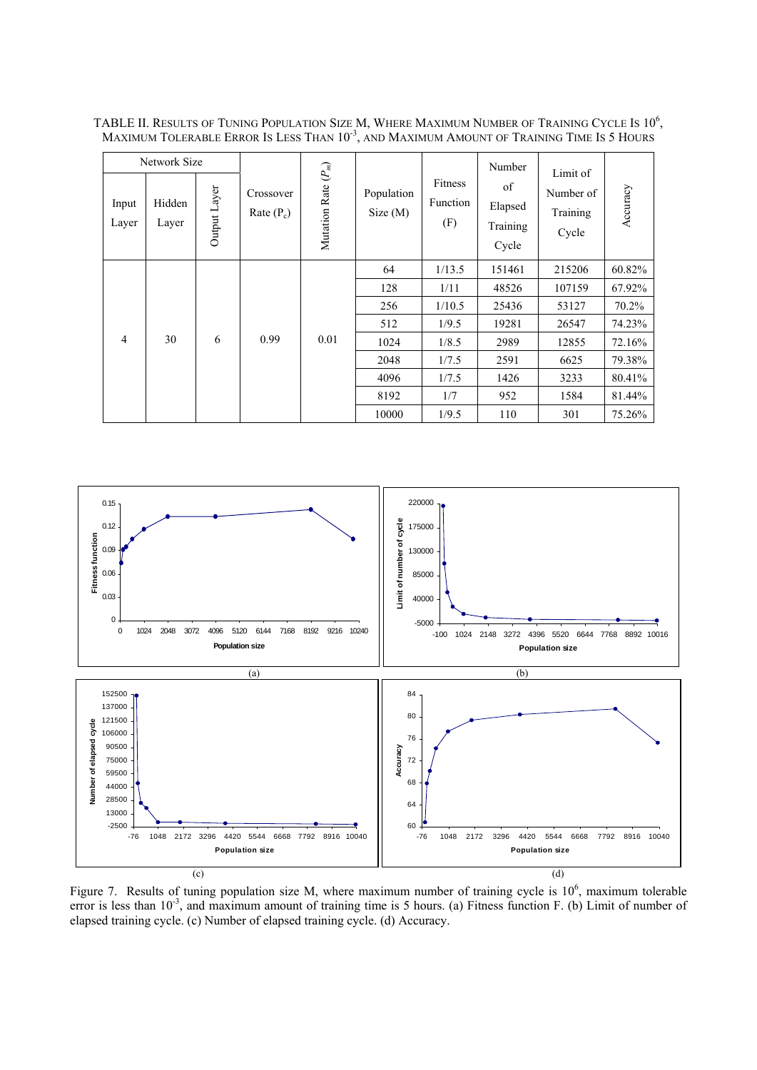TABLE II. RESULTS OF TUNING POPULATION SIZE M, WHERE MAXIMUM NUMBER OF TRAINING CYCLE IS $10^6$, MAXIMUM TOLERABLE ERROR IS LESS THAN $10^{-3}$, AND MAXIMUM AMOUNT OF TRAINING TIME IS 5 HOURS

| Network Size | | | Crossover Rate ($P_c$) | Mutation Rate ($P_m$) | Population Size (M) | Fitness Function (F) | Number of Elapsed Training Cycle | Limit of Number of Training Cycle | Accuracy |
|---|---|---|---|---|---|---|---|---|---|
| Input Layer | Hidden Layer | Output Layer | | | | | | | |
| 4 | 30 | 6 | 0.99 | 0.01 | 64 | 1/13.5 | 151461 | 215206 | 60.82% |
| | | | | | 128 | 1/11 | 48526 | 107159 | 67.92% |
| | | | | | 256 | 1/10.5 | 25436 | 53127 | 70.2% |
| | | | | | 512 | 1/9.5 | 19281 | 26547 | 74.23% |
| | | | | | 1024 | 1/8.5 | 2989 | 12855 | 72.16% |
| | | | | | 2048 | 1/7.5 | 2591 | 6625 | 79.38% |
| | | | | | 4096 | 1/7.5 | 1426 | 3233 | 80.41% |
| | | | | | 8192 | 1/7 | 952 | 1584 | 81.44% |
| | | | | | 10000 | 1/9.5 | 110 | 301 | 75.26% |

Figure 7. Results of tuning population size M, where maximum number of training cycle is $10^6$, maximum tolerable error is less than $10^{-3}$, and maximum amount of training time is 5 hours. (a) Fitness function F. (b) Limit of number of elapsed training cycle. (c) Number of elapsed training cycle. (d) Accuracy.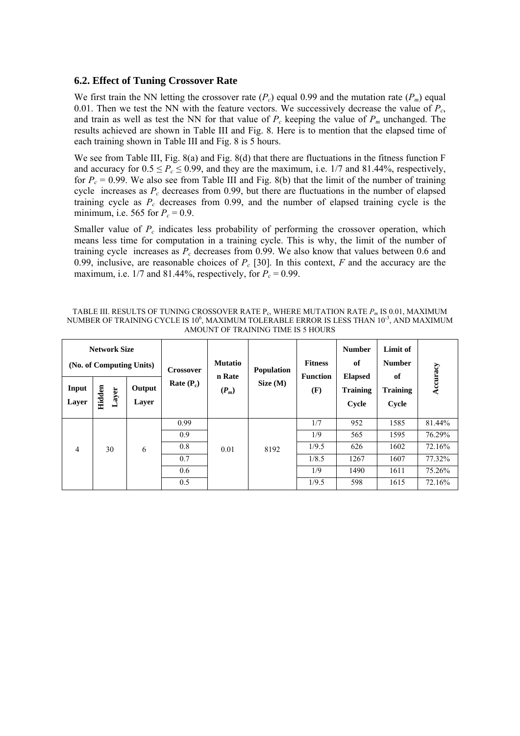### 6.2. Effect of Tuning Crossover Rate

We first train the NN letting the crossover rate ($P_c$) equal 0.99 and the mutation rate ($P_m$) equal 0.01. Then we test the NN with the feature vectors. We successively decrease the value of $P_c$, and train as well as test the NN for that value of $P_c$ keeping the value of $P_m$ unchanged. The results achieved are shown in Table III and Fig. 8. Here is to mention that the elapsed time of each training shown in Table III and Fig. 8 is 5 hours.

We see from Table III, Fig. 8(a) and Fig. 8(d) that there are fluctuations in the fitness function F and accuracy for $0.5 \leq P_c \leq 0.99$, and they are the maximum, i.e. 1/7 and 81.44%, respectively, for $P_c = 0.99$. We also see from Table III and Fig. 8(b) that the limit of the number of training cycle increases as $P_c$ decreases from 0.99, but there are fluctuations in the number of elapsed training cycle as $P_c$ decreases from 0.99, and the number of elapsed training cycle is the minimum, i.e. 565 for $P_c = 0.9$.

Smaller value of $P_c$ indicates less probability of performing the crossover operation, which means less time for computation in a training cycle. This is why, the limit of the number of training cycle increases as $P_c$ decreases from 0.99. We also know that values between 0.6 and 0.99, inclusive, are reasonable choices of $P_c$ [30]. In this context, *F* and the accuracy are the maximum, i.e. 1/7 and 81.44%, respectively, for $P_c = 0.99$.

TABLE III. RESULTS OF TUNING CROSSOVER RATE $P_c$, WHERE MUTATION RATE $P_m$ IS 0.01, MAXIMUM NUMBER OF TRAINING CYCLE IS $10^6$, MAXIMUM TOLERABLE ERROR IS LESS THAN $10^{-3}$, AND MAXIMUM AMOUNT OF TRAINING TIME IS 5 HOURS

| Network Size (No. of Computing Units) | | | Crossover Rate ($P_c$) | Mutation Rate ($P_m$) | Population Size (M) | Fitness Function (F) | Number of Elapsed Training Cycle | Limit of Number of Training Cycle | Accuracy |
|---|---|---|---|---|---|---|---|---|---|
| Input Layer | Hidden Layer | Output Layer | | | | | | | |
| 4 | 30 | 6 | 0.99 | 0.01 | 8192 | 1/7 | 952 | 1585 | 81.44% |
| | | | 0.9 | | | 1/9 | 565 | 1595 | 76.29% |
| | | | 0.8 | | | 1/9.5 | 626 | 1602 | 72.16% |
| | | | 0.7 | | | 1/8.5 | 1267 | 1607 | 77.32% |
| | | | 0.6 | | | 1/9 | 1490 | 1611 | 75.26% |
| | | | 0.5 | | | 1/9.5 | 598 | 1615 | 72.16% |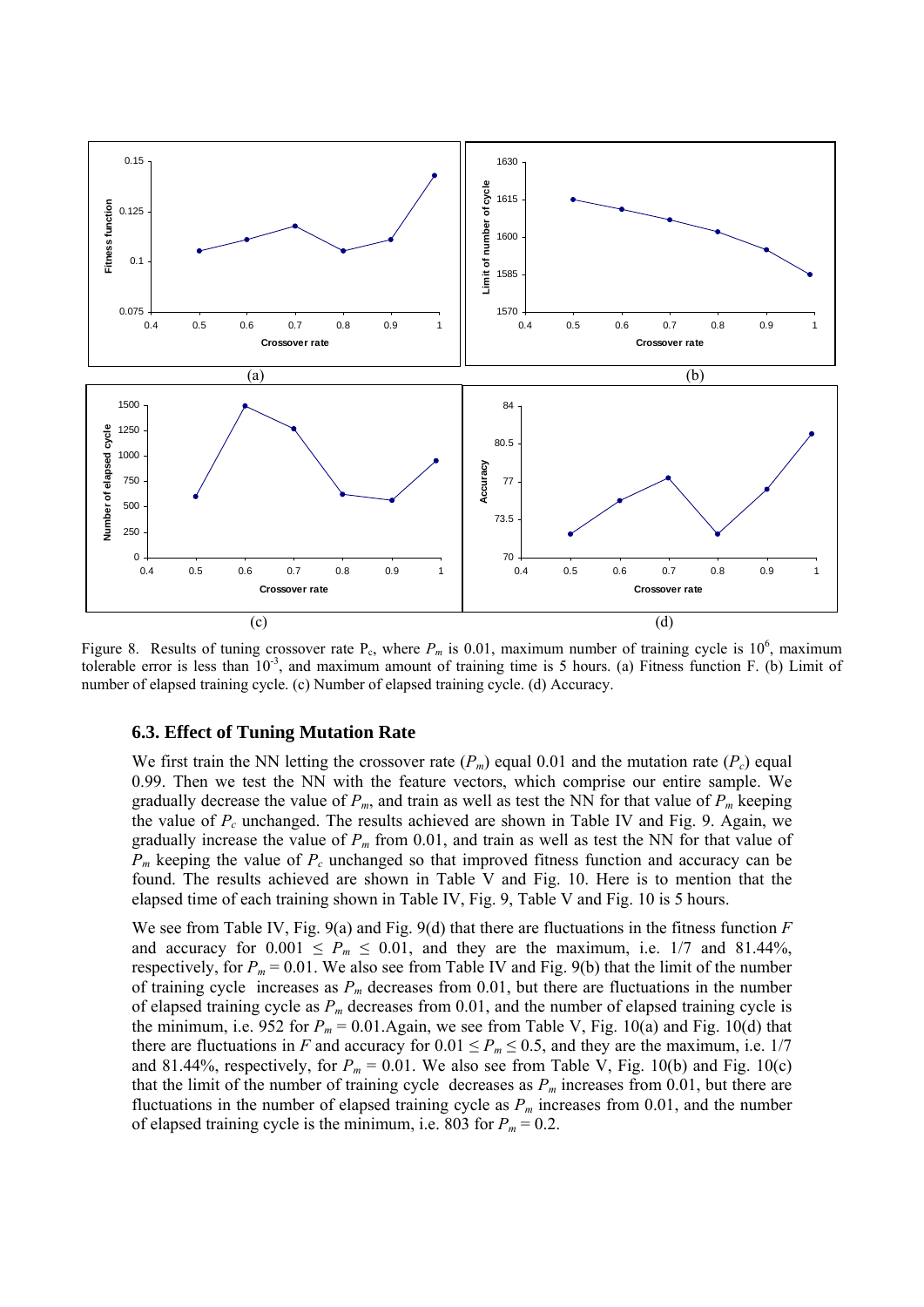Figure 8. Results of tuning crossover rate $P_c$, where $P_m$ is 0.01, maximum number of training cycle is $10^6$, maximum tolerable error is less than $10^{-3}$, and maximum amount of training time is 5 hours. (a) Fitness function F. (b) Limit of number of elapsed training cycle. (c) Number of elapsed training cycle. (d) Accuracy.

### 6.3. Effect of Tuning Mutation Rate

We first train the NN letting the crossover rate ($P_m$) equal 0.01 and the mutation rate ($P_c$) equal 0.99. Then we test the NN with the feature vectors, which comprise our entire sample. We gradually decrease the value of $P_m$, and train as well as test the NN for that value of $P_m$ keeping the value of $P_c$ unchanged. The results achieved are shown in Table IV and Fig. 9. Again, we gradually increase the value of $P_m$ from 0.01, and train as well as test the NN for that value of $P_m$ keeping the value of $P_c$ unchanged so that improved fitness function and accuracy can be found. The results achieved are shown in Table V and Fig. 10. Here is to mention that the elapsed time of each training shown in Table IV, Fig. 9, Table V and Fig. 10 is 5 hours.

We see from Table IV, Fig. 9(a) and Fig. 9(d) that there are fluctuations in the fitness function $F$ and accuracy for $0.001 \leq P_m \leq 0.01$, and they are the maximum, i.e. 1/7 and 81.44%, respectively, for $P_m = 0.01$. We also see from Table IV and Fig. 9(b) that the limit of the number of training cycle increases as $P_m$ decreases from 0.01, but there are fluctuations in the number of elapsed training cycle as $P_m$ decreases from 0.01, and the number of elapsed training cycle is the minimum, i.e. 952 for $P_m = 0.01$.Again, we see from Table V, Fig. 10(a) and Fig. 10(d) that there are fluctuations in $F$ and accuracy for $0.01 \leq P_m \leq 0.5$, and they are the maximum, i.e. 1/7 and 81.44%, respectively, for $P_m = 0.01$. We also see from Table V, Fig. 10(b) and Fig. 10(c) that the limit of the number of training cycle decreases as $P_m$ increases from 0.01, but there are fluctuations in the number of elapsed training cycle as $P_m$ increases from 0.01, and the number of elapsed training cycle is the minimum, i.e. 803 for $P_m = 0.2$.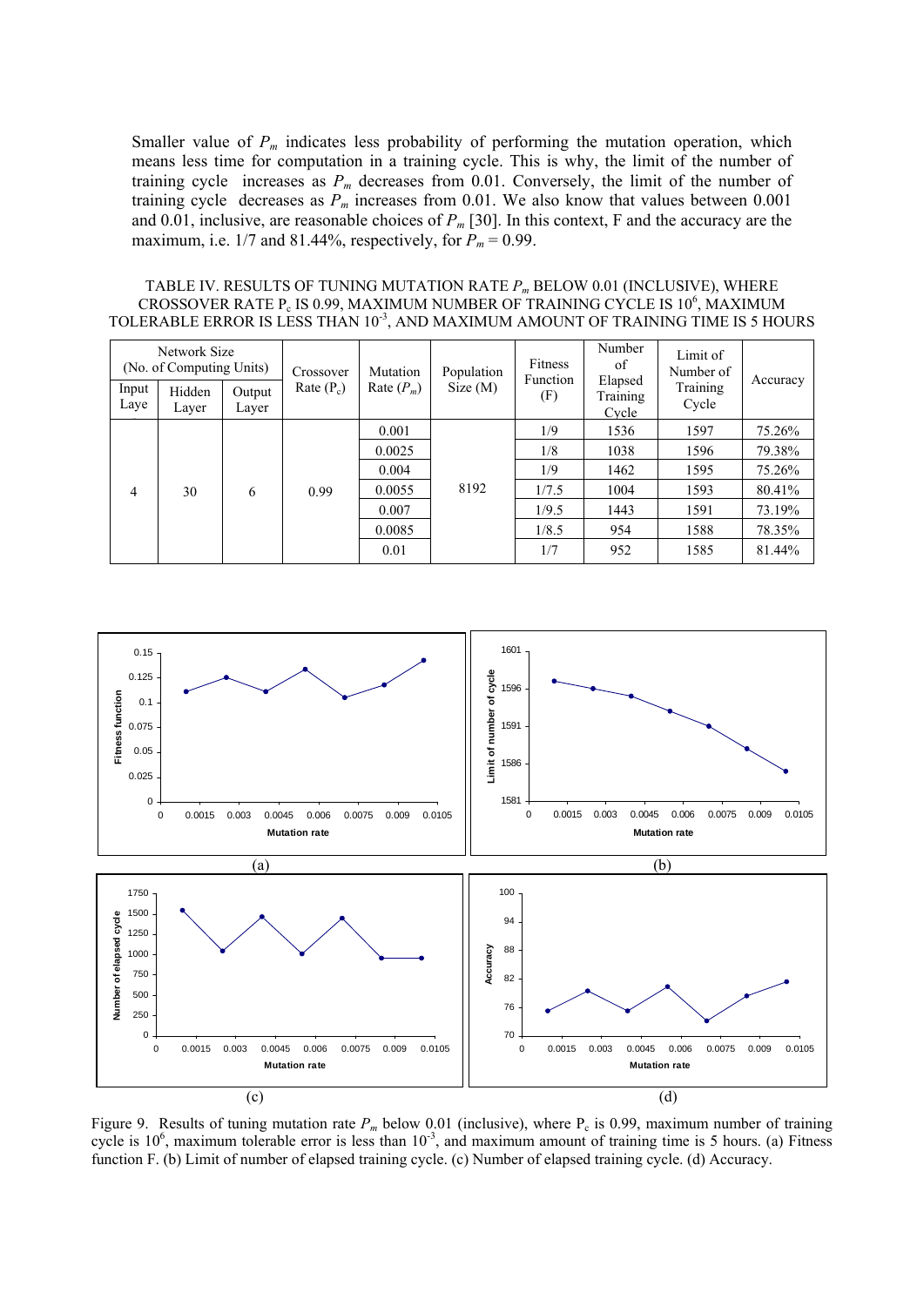Smaller value of $P_m$ indicates less probability of performing the mutation operation, which means less time for computation in a training cycle. This is why, the limit of the number of training cycle increases as $P_m$ decreases from 0.01. Conversely, the limit of the number of training cycle decreases as $P_m$ increases from 0.01. We also know that values between 0.001 and 0.01, inclusive, are reasonable choices of $P_m$ [30]. In this context, F and the accuracy are the maximum, i.e. 1/7 and 81.44%, respectively, for $P_m = 0.99$.

TABLE IV. RESULTS OF TUNING MUTATION RATE $P_m$ BELOW 0.01 (INCLUSIVE), WHERE CROSSOVER RATE $P_c$ IS 0.99, MAXIMUM NUMBER OF TRAINING CYCLE IS $10^6$, MAXIMUM TOLERABLE ERROR IS LESS THAN $10^{-3}$, AND MAXIMUM AMOUNT OF TRAINING TIME IS 5 HOURS

| Network Size (No. of Computing Units) | | | Crossover Rate ($P_c$) | Mutation Rate ($P_m$) | Population Size (M) | Fitness Function (F) | Number of Elapsed Training Cycle | Limit of Number of Training Cycle | Accuracy |
|---|---|---|---|---|---|---|---|---|---|
| Input Laye | Hidden Layer | Output Layer | | | | | | | |
| 4 | 30 | 6 | 0.99 | 0.001 | 8192 | 1/9 | 1536 | 1597 | 75.26% |
| | | | | 0.0025 | | 1/8 | 1038 | 1596 | 79.38% |
| | | | | 0.004 | | 1/9 | 1462 | 1595 | 75.26% |
| | | | | 0.0055 | | 1/7.5 | 1004 | 1593 | 80.41% |
| | | | | 0.007 | | 1/9.5 | 1443 | 1591 | 73.19% |
| | | | | 0.0085 | | 1/8.5 | 954 | 1588 | 78.35% |
| | | | | 0.01 | | 1/7 | 952 | 1585 | 81.44% |

Figure 9. Results of tuning mutation rate $P_m$ below 0.01 (inclusive), where $P_c$ is 0.99, maximum number of training cycle is $10^6$, maximum tolerable error is less than $10^{-3}$, and maximum amount of training time is 5 hours. (a) Fitness function F. (b) Limit of number of elapsed training cycle. (c) Number of elapsed training cycle. (d) Accuracy.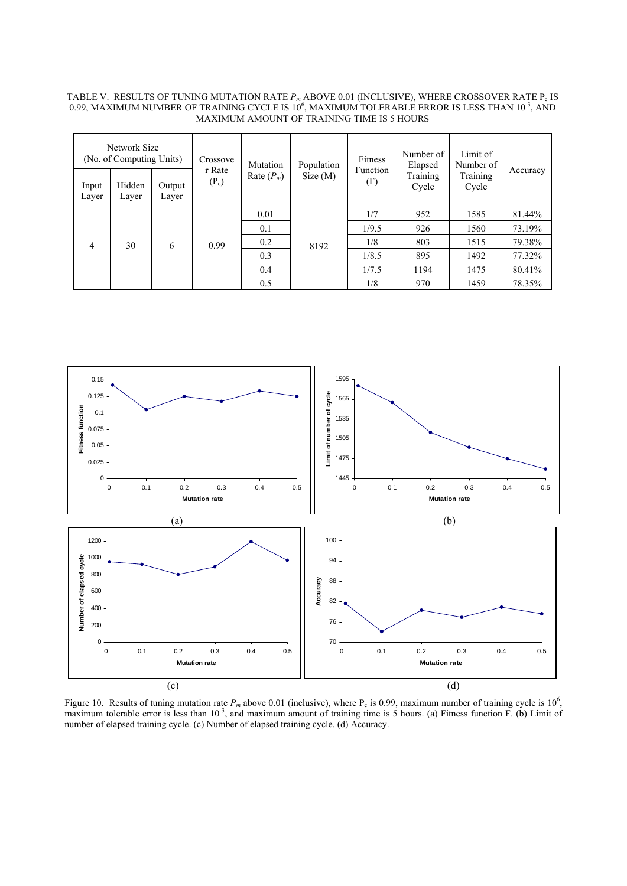TABLE V. RESULTS OF TUNING MUTATION RATE $P_m$ ABOVE 0.01 (INCLUSIVE), WHERE CROSSOVER RATE $P_c$ IS 0.99, MAXIMUM NUMBER OF TRAINING CYCLE IS $10^6$, MAXIMUM TOLERABLE ERROR IS LESS THAN $10^{-3}$, AND MAXIMUM AMOUNT OF TRAINING TIME IS 5 HOURS

| Network Size (No. of Computing Units) | | | Crossover Rate ($P_c$) | Mutation Rate ($P_m$) | Population Size (M) | Fitness Function (F) | Number of Elapsed Training Cycle | Limit of Number of Training Cycle | Accuracy |
|---|---|---|---|---|---|---|---|---|---|
| Input Layer | Hidden Layer | Output Layer | | | | | | | |
| 4 | 30 | 6 | 0.99 | 0.01 | 8192 | 1/7 | 952 | 1585 | 81.44% |
| | | | | 0.1 | | 1/9.5 | 926 | 1560 | 73.19% |
| | | | | 0.2 | | 1/8 | 803 | 1515 | 79.38% |
| | | | | 0.3 | | 1/8.5 | 895 | 1492 | 77.32% |
| | | | | 0.4 | | 1/7.5 | 1194 | 1475 | 80.41% |
| | | | | 0.5 | | 1/8 | 970 | 1459 | 78.35% |

Figure 10. Results of tuning mutation rate $P_m$ above 0.01 (inclusive), where $P_c$ is 0.99, maximum number of training cycle is $10^6$, maximum tolerable error is less than $10^{-3}$, and maximum amount of training time is 5 hours. (a) Fitness function F. (b) Limit of number of elapsed training cycle. (c) Number of elapsed training cycle. (d) Accuracy.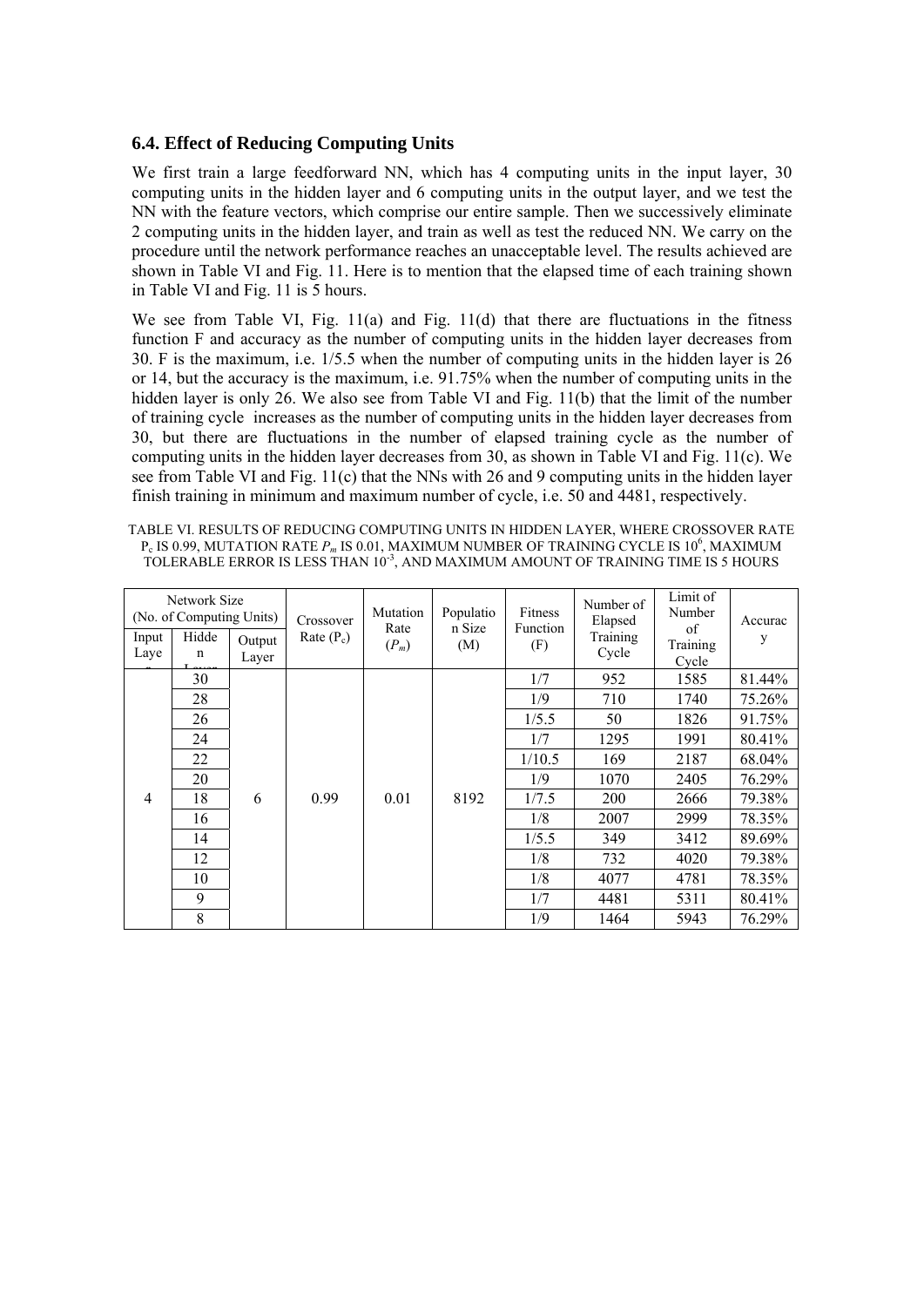### 6.4. Effect of Reducing Computing Units

We first train a large feedforward NN, which has 4 computing units in the input layer, 30 computing units in the hidden layer and 6 computing units in the output layer, and we test the NN with the feature vectors, which comprise our entire sample. Then we successively eliminate 2 computing units in the hidden layer, and train as well as test the reduced NN. We carry on the procedure until the network performance reaches an unacceptable level. The results achieved are shown in Table VI and Fig. 11. Here is to mention that the elapsed time of each training shown in Table VI and Fig. 11 is 5 hours.

We see from Table VI, Fig. 11(a) and Fig. 11(d) that there are fluctuations in the fitness function F and accuracy as the number of computing units in the hidden layer decreases from 30. F is the maximum, i.e. 1/5.5 when the number of computing units in the hidden layer is 26 or 14, but the accuracy is the maximum, i.e. 91.75% when the number of computing units in the hidden layer is only 26. We also see from Table VI and Fig. 11(b) that the limit of the number of training cycle increases as the number of computing units in the hidden layer decreases from 30, but there are fluctuations in the number of elapsed training cycle as the number of computing units in the hidden layer decreases from 30, as shown in Table VI and Fig. 11(c). We see from Table VI and Fig. 11(c) that the NNs with 26 and 9 computing units in the hidden layer finish training in minimum and maximum number of cycle, i.e. 50 and 4481, respectively.

TABLE VI. RESULTS OF REDUCING COMPUTING UNITS IN HIDDEN LAYER, WHERE CROSSOVER RATE $P_c$ IS 0.99, MUTATION RATE $P_m$ IS 0.01, MAXIMUM NUMBER OF TRAINING CYCLE IS $10^6$, MAXIMUM TOLERABLE ERROR IS LESS THAN $10^{-3}$, AND MAXIMUM AMOUNT OF TRAINING TIME IS 5 HOURS

| Network Size (No. of Computing Units) | | | Crossover Rate ($P_c$) | Mutation Rate ($P_m$) | Population Size (M) | Fitness Function (F) | Number of Elapsed Training Cycle | Limit of Number of Training Cycle | Accuracy |
|---|---|---|---|---|---|---|---|---|---|
| Input Layer | Hidden Layer | Output Layer | | | | | | | |
| 4 | 30 | 6 | 0.99 | 0.01 | 8192 | 1/7 | 952 | 1585 | 81.44% |
| | 28 | | | | | 1/9 | 710 | 1740 | 75.26% |
| | 26 | | | | | 1/5.5 | 50 | 1826 | 91.75% |
| | 24 | | | | | 1/7 | 1295 | 1991 | 80.41% |
| | 22 | | | | | 1/10.5 | 169 | 2187 | 68.04% |
| | 20 | | | | | 1/9 | 1070 | 2405 | 76.29% |
| | 18 | | | | | 1/7.5 | 200 | 2666 | 79.38% |
| | 16 | | | | | 1/8 | 2007 | 2999 | 78.35% |
| | 14 | | | | | 1/5.5 | 349 | 3412 | 89.69% |
| | 12 | | | | | 1/8 | 732 | 4020 | 79.38% |
| | 10 | | | | | 1/8 | 4077 | 4781 | 78.35% |
| | 9 | | | | | 1/7 | 4481 | 5311 | 80.41% |
| | 8 | | | | | 1/9 | 1464 | 5943 | 76.29% |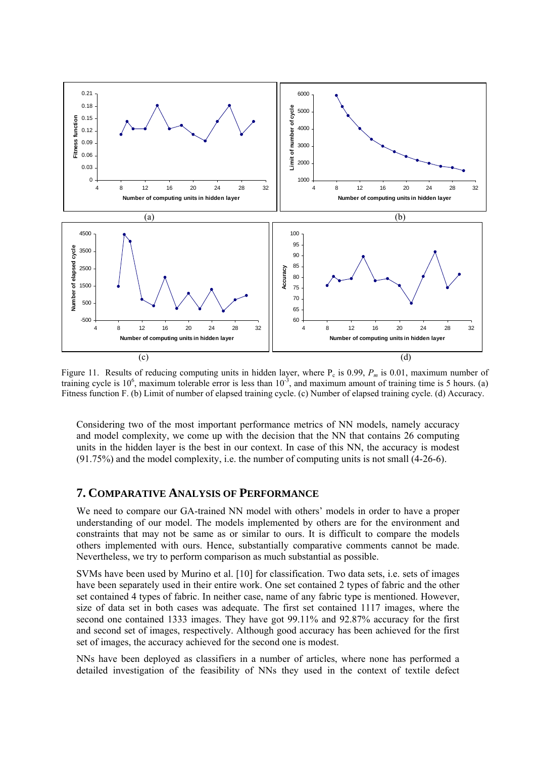Figure 11. Results of reducing computing units in hidden layer, where $P_c$ is 0.99, $P_m$ is 0.01, maximum number of training cycle is $10^6$, maximum tolerable error is less than $10^{-3}$, and maximum amount of training time is 5 hours. (a) Fitness function F. (b) Limit of number of elapsed training cycle. (c) Number of elapsed training cycle. (d) Accuracy.

Considering two of the most important performance metrics of NN models, namely accuracy and model complexity, we come up with the decision that the NN that contains 26 computing units in the hidden layer is the best in our context. In case of this NN, the accuracy is modest (91.75%) and the model complexity, i.e. the number of computing units is not small (4-26-6).

## 7. COMPARATIVE ANALYSIS OF PERFORMANCE

We need to compare our GA-trained NN model with others' models in order to have a proper understanding of our model. The models implemented by others are for the environment and constraints that may not be same as or similar to ours. It is difficult to compare the models others implemented with ours. Hence, substantially comparative comments cannot be made. Nevertheless, we try to perform comparison as much substantial as possible.

SVMs have been used by Murino et al. [10] for classification. Two data sets, i.e. sets of images have been separately used in their entire work. One set contained 2 types of fabric and the other set contained 4 types of fabric. In neither case, name of any fabric type is mentioned. However, size of data set in both cases was adequate. The first set contained 1117 images, where the second one contained 1333 images. They have got 99.11% and 92.87% accuracy for the first and second set of images, respectively. Although good accuracy has been achieved for the first set of images, the accuracy achieved for the second one is modest.

NNs have been deployed as classifiers in a number of articles, where none has performed a detailed investigation of the feasibility of NNs they used in the context of textile defect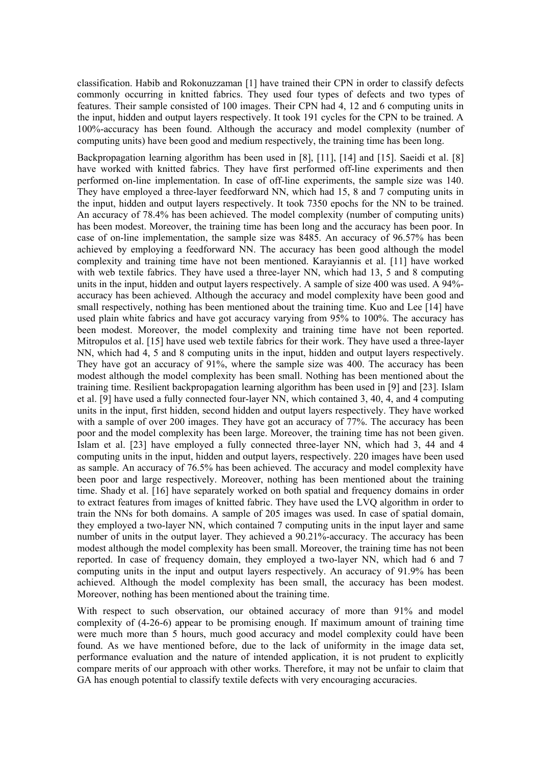classification. Habib and Rokonuzzaman [1] have trained their CPN in order to classify defects commonly occurring in knitted fabrics. They used four types of defects and two types of features. Their sample consisted of 100 images. Their CPN had 4, 12 and 6 computing units in the input, hidden and output layers respectively. It took 191 cycles for the CPN to be trained. A 100%-accuracy has been found. Although the accuracy and model complexity (number of computing units) have been good and medium respectively, the training time has been long.

Backpropagation learning algorithm has been used in [8], [11], [14] and [15]. Saeidi et al. [8] have worked with knitted fabrics. They have first performed off-line experiments and then performed on-line implementation. In case of off-line experiments, the sample size was 140. They have employed a three-layer feedforward NN, which had 15, 8 and 7 computing units in the input, hidden and output layers respectively. It took 7350 epochs for the NN to be trained. An accuracy of 78.4% has been achieved. The model complexity (number of computing units) has been modest. Moreover, the training time has been long and the accuracy has been poor. In case of on-line implementation, the sample size was 8485. An accuracy of 96.57% has been achieved by employing a feedforward NN. The accuracy has been good although the model complexity and training time have not been mentioned. Karayiannis et al. [11] have worked with web textile fabrics. They have used a three-layer NN, which had 13, 5 and 8 computing units in the input, hidden and output layers respectively. A sample of size 400 was used. A 94%-accuracy has been achieved. Although the accuracy and model complexity have been good and small respectively, nothing has been mentioned about the training time. Kuo and Lee [14] have used plain white fabrics and have got accuracy varying from 95% to 100%. The accuracy has been modest. Moreover, the model complexity and training time have not been reported. Mitropulos et al. [15] have used web textile fabrics for their work. They have used a three-layer NN, which had 4, 5 and 8 computing units in the input, hidden and output layers respectively. They have got an accuracy of 91%, where the sample size was 400. The accuracy has been modest although the model complexity has been small. Nothing has been mentioned about the training time. Resilient backpropagation learning algorithm has been used in [9] and [23]. Islam et al. [9] have used a fully connected four-layer NN, which contained 3, 40, 4, and 4 computing units in the input, first hidden, second hidden and output layers respectively. They have worked with a sample of over 200 images. They have got an accuracy of 77%. The accuracy has been poor and the model complexity has been large. Moreover, the training time has not been given. Islam et al. [23] have employed a fully connected three-layer NN, which had 3, 44 and 4 computing units in the input, hidden and output layers, respectively. 220 images have been used as sample. An accuracy of 76.5% has been achieved. The accuracy and model complexity have been poor and large respectively. Moreover, nothing has been mentioned about the training time. Shady et al. [16] have separately worked on both spatial and frequency domains in order to extract features from images of knitted fabric. They have used the LVQ algorithm in order to train the NNs for both domains. A sample of 205 images was used. In case of spatial domain, they employed a two-layer NN, which contained 7 computing units in the input layer and same number of units in the output layer. They achieved a 90.21%-accuracy. The accuracy has been modest although the model complexity has been small. Moreover, the training time has not been reported. In case of frequency domain, they employed a two-layer NN, which had 6 and 7 computing units in the input and output layers respectively. An accuracy of 91.9% has been achieved. Although the model complexity has been small, the accuracy has been modest. Moreover, nothing has been mentioned about the training time.

With respect to such observation, our obtained accuracy of more than 91% and model complexity of (4-26-6) appear to be promising enough. If maximum amount of training time were much more than 5 hours, much good accuracy and model complexity could have been found. As we have mentioned before, due to the lack of uniformity in the image data set, performance evaluation and the nature of intended application, it is not prudent to explicitly compare merits of our approach with other works. Therefore, it may not be unfair to claim that GA has enough potential to classify textile defects with very encouraging accuracies.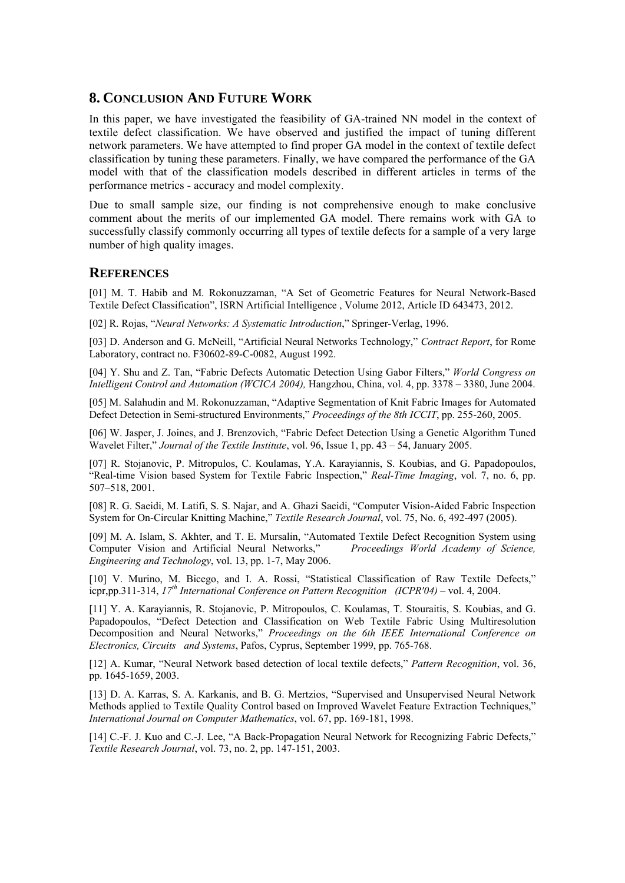## 8. Conclusion And Future Work

In this paper, we have investigated the feasibility of GA-trained NN model in the context of textile defect classification. We have observed and justified the impact of tuning different network parameters. We have attempted to find proper GA model in the context of textile defect classification by tuning these parameters. Finally, we have compared the performance of the GA model with that of the classification models described in different articles in terms of the performance metrics - accuracy and model complexity.

Due to small sample size, our finding is not comprehensive enough to make conclusive comment about the merits of our implemented GA model. There remains work with GA to successfully classify commonly occurring all types of textile defects for a sample of a very large number of high quality images.

## References

[01] M. T. Habib and M. Rokonuzzaman, "A Set of Geometric Features for Neural Network-Based Textile Defect Classification", ISRN Artificial Intelligence , Volume 2012, Article ID 643473, 2012.

[02] R. Rojas, "*Neural Networks: A Systematic Introduction*," Springer-Verlag, 1996.

[03] D. Anderson and G. McNeill, "Artificial Neural Networks Technology," *Contract Report*, for Rome Laboratory, contract no. F30602-89-C-0082, August 1992.

[04] Y. Shu and Z. Tan, "Fabric Defects Automatic Detection Using Gabor Filters," *World Congress on Intelligent Control and Automation (WCICA 2004),* Hangzhou, China, vol. 4, pp. 3378 – 3380, June 2004.

[05] M. Salahudin and M. Rokonuzzaman, "Adaptive Segmentation of Knit Fabric Images for Automated Defect Detection in Semi-structured Environments," *Proceedings of the 8th ICCIT*, pp. 255-260, 2005.

[06] W. Jasper, J. Joines, and J. Brenzovich, "Fabric Defect Detection Using a Genetic Algorithm Tuned Wavelet Filter," *Journal of the Textile Institute*, vol. 96, Issue 1, pp. 43 – 54, January 2005.

[07] R. Stojanovic, P. Mitropulos, C. Koulamas, Y.A. Karayiannis, S. Koubias, and G. Papadopoulos, "Real-time Vision based System for Textile Fabric Inspection," *Real-Time Imaging*, vol. 7, no. 6, pp. 507–518, 2001.

[08] R. G. Saeidi, M. Latifi, S. S. Najar, and A. Ghazi Saeidi, "Computer Vision-Aided Fabric Inspection System for On-Circular Knitting Machine," *Textile Research Journal*, vol. 75, No. 6, 492-497 (2005).

[09] M. A. Islam, S. Akhter, and T. E. Mursalin, "Automated Textile Defect Recognition System using Computer Vision and Artificial Neural Networks," *Proceedings World Academy of Science, Engineering and Technology*, vol. 13, pp. 1-7, May 2006.

[10] V. Murino, M. Bicego, and I. A. Rossi, "Statistical Classification of Raw Textile Defects," icpr,pp.311-314, *17th International Conference on Pattern Recognition (ICPR'04)* – vol. 4, 2004.

[11] Y. A. Karayiannis, R. Stojanovic, P. Mitropoulos, C. Koulamas, T. Stouraitis, S. Koubias, and G. Papadopoulos, "Defect Detection and Classification on Web Textile Fabric Using Multiresolution Decomposition and Neural Networks," *Proceedings on the 6th IEEE International Conference on Electronics, Circuits and Systems*, Pafos, Cyprus, September 1999, pp. 765-768.

[12] A. Kumar, "Neural Network based detection of local textile defects," *Pattern Recognition*, vol. 36, pp. 1645-1659, 2003.

[13] D. A. Karras, S. A. Karkanis, and B. G. Mertzios, "Supervised and Unsupervised Neural Network Methods applied to Textile Quality Control based on Improved Wavelet Feature Extraction Techniques," *International Journal on Computer Mathematics*, vol. 67, pp. 169-181, 1998.

[14] C.-F. J. Kuo and C.-J. Lee, "A Back-Propagation Neural Network for Recognizing Fabric Defects," *Textile Research Journal*, vol. 73, no. 2, pp. 147-151, 2003.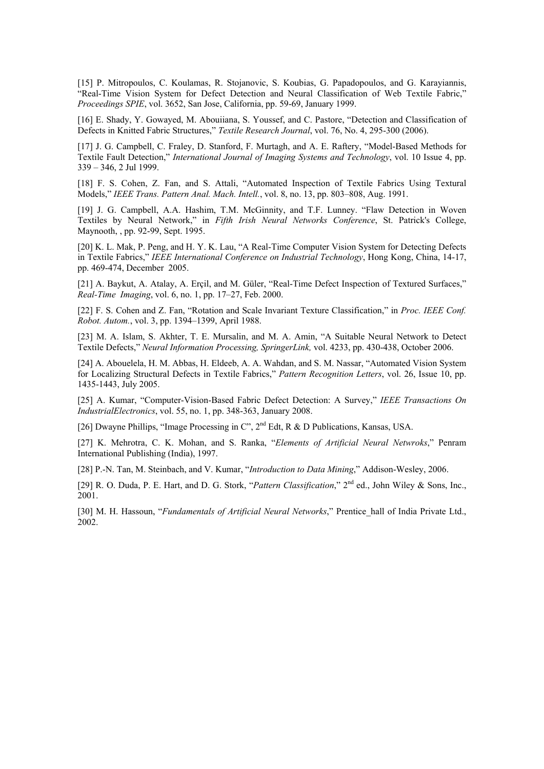[15] P. Mitropoulos, C. Koulamas, R. Stojanovic, S. Koubias, G. Papadopoulos, and G. Karayiannis, "Real-Time Vision System for Defect Detection and Neural Classification of Web Textile Fabric," *Proceedings SPIE*, vol. 3652, San Jose, California, pp. 59-69, January 1999.

[16] E. Shady, Y. Gowayed, M. Abouiiana, S. Youssef, and C. Pastore, "Detection and Classification of Defects in Knitted Fabric Structures," *Textile Research Journal*, vol. 76, No. 4, 295-300 (2006).

[17] J. G. Campbell, C. Fraley, D. Stanford, F. Murtagh, and A. E. Raftery, "Model-Based Methods for Textile Fault Detection," *International Journal of Imaging Systems and Technology*, vol. 10 Issue 4, pp. 339 – 346, 2 Jul 1999.

[18] F. S. Cohen, Z. Fan, and S. Attali, "Automated Inspection of Textile Fabrics Using Textural Models," *IEEE Trans. Pattern Anal. Mach. Intell.*, vol. 8, no. 13, pp. 803–808, Aug. 1991.

[19] J. G. Campbell, A.A. Hashim, T.M. McGinnity, and T.F. Lunney. "Flaw Detection in Woven Textiles by Neural Network," in *Fifth Irish Neural Networks Conference*, St. Patrick's College, Maynooth, , pp. 92-99, Sept. 1995.

[20] K. L. Mak, P. Peng, and H. Y. K. Lau, "A Real-Time Computer Vision System for Detecting Defects in Textile Fabrics," *IEEE International Conference on Industrial Technology*, Hong Kong, China, 14-17, pp. 469-474, December 2005.

[21] A. Baykut, A. Atalay, A. Erçil, and M. Güler, "Real-Time Defect Inspection of Textured Surfaces," *Real-Time Imaging*, vol. 6, no. 1, pp. 17–27, Feb. 2000.

[22] F. S. Cohen and Z. Fan, "Rotation and Scale Invariant Texture Classification," in *Proc. IEEE Conf. Robot. Autom.*, vol. 3, pp. 1394–1399, April 1988.

[23] M. A. Islam, S. Akhter, T. E. Mursalin, and M. A. Amin, "A Suitable Neural Network to Detect Textile Defects," *Neural Information Processing, SpringerLink,* vol. 4233, pp. 430-438, October 2006.

[24] A. Abouelela, H. M. Abbas, H. Eldeeb, A. A. Wahdan, and S. M. Nassar, "Automated Vision System for Localizing Structural Defects in Textile Fabrics," *Pattern Recognition Letters*, vol. 26, Issue 10, pp. 1435-1443, July 2005.

[25] A. Kumar, "Computer-Vision-Based Fabric Defect Detection: A Survey," *IEEE Transactions On IndustrialElectronics*, vol. 55, no. 1, pp. 348-363, January 2008.

[26] Dwayne Phillips, "Image Processing in C", 2nd Edt, R & D Publications, Kansas, USA.

[27] K. Mehrotra, C. K. Mohan, and S. Ranka, "*Elements of Artificial Neural Netwroks*," Penram International Publishing (India), 1997.

[28] P.-N. Tan, M. Steinbach, and V. Kumar, "*Introduction to Data Mining*," Addison-Wesley, 2006.

[29] R. O. Duda, P. E. Hart, and D. G. Stork, "*Pattern Classification*," 2nd ed., John Wiley & Sons, Inc., 2001.

[30] M. H. Hassoun, "*Fundamentals of Artificial Neural Networks*," Prentice_hall of India Private Ltd., 2002.